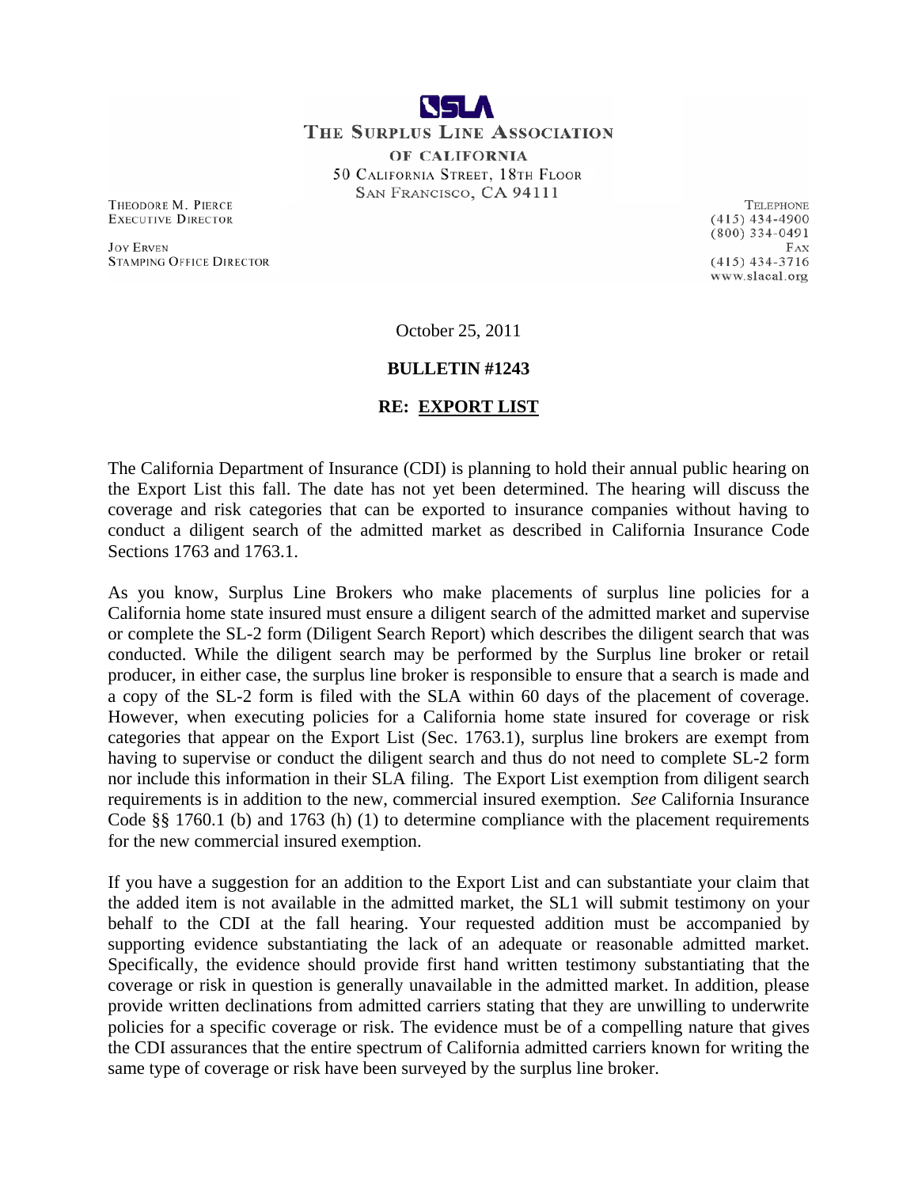# THE SURPLUS LINE ASSOCIATION OF CALIFORNIA

50 CALIFORNIA STREET, 18TH FLOOR
SAN FRANCISCO, CA 94111

THEODORE M. PIERCE
EXECUTIVE DIRECTOR

JOY ERVEN
STAMPING OFFICE DIRECTOR

TELEPHONE
(415) 434-4900
(800) 334-0491
FAX
(415) 434-3716
www.slacal.org

October 25, 2011

**BULLETIN #1243**

**RE: <u>EXPORT LIST</u>**

The California Department of Insurance (CDI) is planning to hold their annual public hearing on the Export List this fall. The date has not yet been determined. The hearing will discuss the coverage and risk categories that can be exported to insurance companies without having to conduct a diligent search of the admitted market as described in California Insurance Code Sections 1763 and 1763.1.

As you know, Surplus Line Brokers who make placements of surplus line policies for a California home state insured must ensure a diligent search of the admitted market and supervise or complete the SL-2 form (Diligent Search Report) which describes the diligent search that was conducted. While the diligent search may be performed by the Surplus line broker or retail producer, in either case, the surplus line broker is responsible to ensure that a search is made and a copy of the SL-2 form is filed with the SLA within 60 days of the placement of coverage. However, when executing policies for a California home state insured for coverage or risk categories that appear on the Export List (Sec. 1763.1), surplus line brokers are exempt from having to supervise or conduct the diligent search and thus do not need to complete SL-2 form nor include this information in their SLA filing. The Export List exemption from diligent search requirements is in addition to the new, commercial insured exemption. *See* California Insurance Code §§ 1760.1 (b) and 1763 (h) (1) to determine compliance with the placement requirements for the new commercial insured exemption.

If you have a suggestion for an addition to the Export List and can substantiate your claim that the added item is not available in the admitted market, the SL1 will submit testimony on your behalf to the CDI at the fall hearing. Your requested addition must be accompanied by supporting evidence substantiating the lack of an adequate or reasonable admitted market. Specifically, the evidence should provide first hand written testimony substantiating that the coverage or risk in question is generally unavailable in the admitted market. In addition, please provide written declinations from admitted carriers stating that they are unwilling to underwrite policies for a specific coverage or risk. The evidence must be of a compelling nature that gives the CDI assurances that the entire spectrum of California admitted carriers known for writing the same type of coverage or risk have been surveyed by the surplus line broker.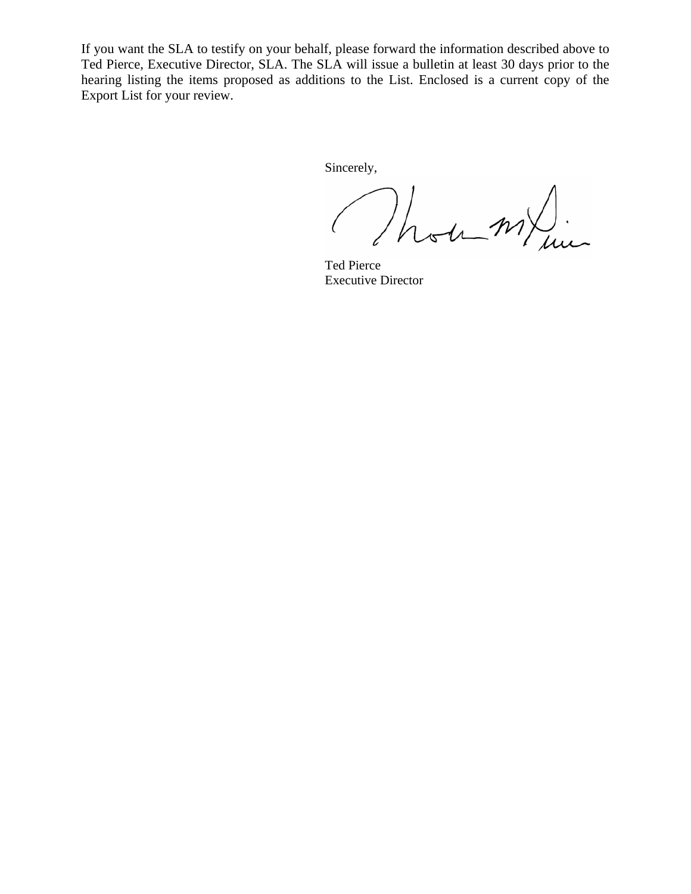If you want the SLA to testify on your behalf, please forward the information described above to Ted Pierce, Executive Director, SLA. The SLA will issue a bulletin at least 30 days prior to the hearing listing the items proposed as additions to the List. Enclosed is a current copy of the Export List for your review.

Sincerely,

Ted Pierce
Executive Director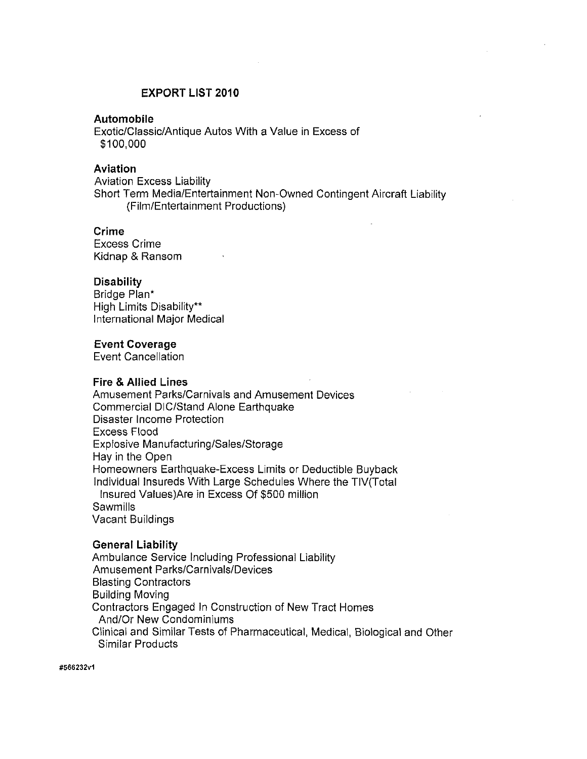## EXPORT LIST 2010

### Automobile

Exotic/Classic/Antique Autos With a Value in Excess of $100,000

### Aviation

Aviation Excess Liability
Short Term Media/Entertainment Non-Owned Contingent Aircraft Liability (Film/Entertainment Productions)

### Crime

Excess Crime
Kidnap & Ransom

### Disability

Bridge Plan*
High Limits Disability**
International Major Medical

### Event Coverage

Event Cancellation

### Fire & Allied Lines

Amusement Parks/Carnivals and Amusement Devices
Commercial DIC/Stand Alone Earthquake
Disaster Income Protection
Excess Flood
Explosive Manufacturing/Sales/Storage
Hay in the Open
Homeowners Earthquake-Excess Limits or Deductible Buyback
Individual Insureds With Large Schedules Where the TIV(Total Insured Values)Are in Excess Of $500 million
Sawmills
Vacant Buildings

### General Liability

Ambulance Service Including Professional Liability
Amusement Parks/Carnivals/Devices
Blasting Contractors
Building Moving
Contractors Engaged In Construction of New Tract Homes And/Or New Condominiums
Clinical and Similar Tests of Pharmaceutical, Medical, Biological and Other Similar Products

#566232v1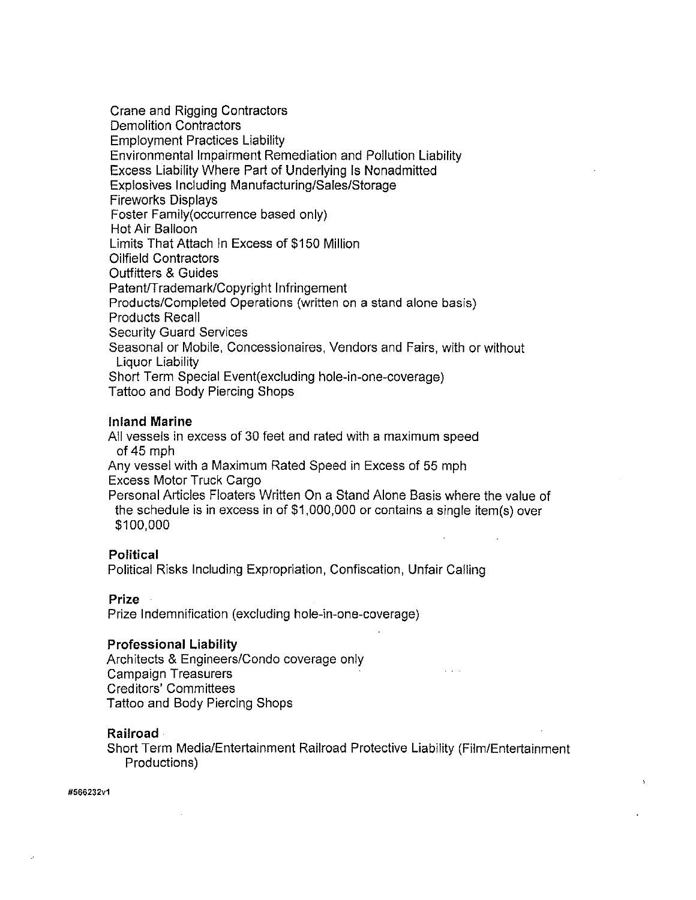Crane and Rigging Contractors
Demolition Contractors
Employment Practices Liability
Environmental Impairment Remediation and Pollution Liability
Excess Liability Where Part of Underlying Is Nonadmitted
Explosives Including Manufacturing/Sales/Storage
Fireworks Displays
Foster Family(occurrence based only)
Hot Air Balloon
Limits That Attach In Excess of $150 Million
Oilfield Contractors
Outfitters & Guides
Patent/Trademark/Copyright Infringement
Products/Completed Operations (written on a stand alone basis)
Products Recall
Security Guard Services
Seasonal or Mobile, Concessionaires, Vendors and Fairs, with or without Liquor Liability
Short Term Special Event(excluding hole-in-one-coverage)
Tattoo and Body Piercing Shops

**Inland Marine**

All vessels in excess of 30 feet and rated with a maximum speed of 45 mph
Any vessel with a Maximum Rated Speed in Excess of 55 mph
Excess Motor Truck Cargo
Personal Articles Floaters Written On a Stand Alone Basis where the value of the schedule is in excess in of $1,000,000 or contains a single item(s) over $100,000

**Political**

Political Risks Including Expropriation, Confiscation, Unfair Calling

**Prize**

Prize Indemnification (excluding hole-in-one-coverage)

**Professional Liability**

Architects & Engineers/Condo coverage only
Campaign Treasurers
Creditors' Committees
Tattoo and Body Piercing Shops

**Railroad**

Short Term Media/Entertainment Railroad Protective Liability (Film/Entertainment Productions)

#566232v1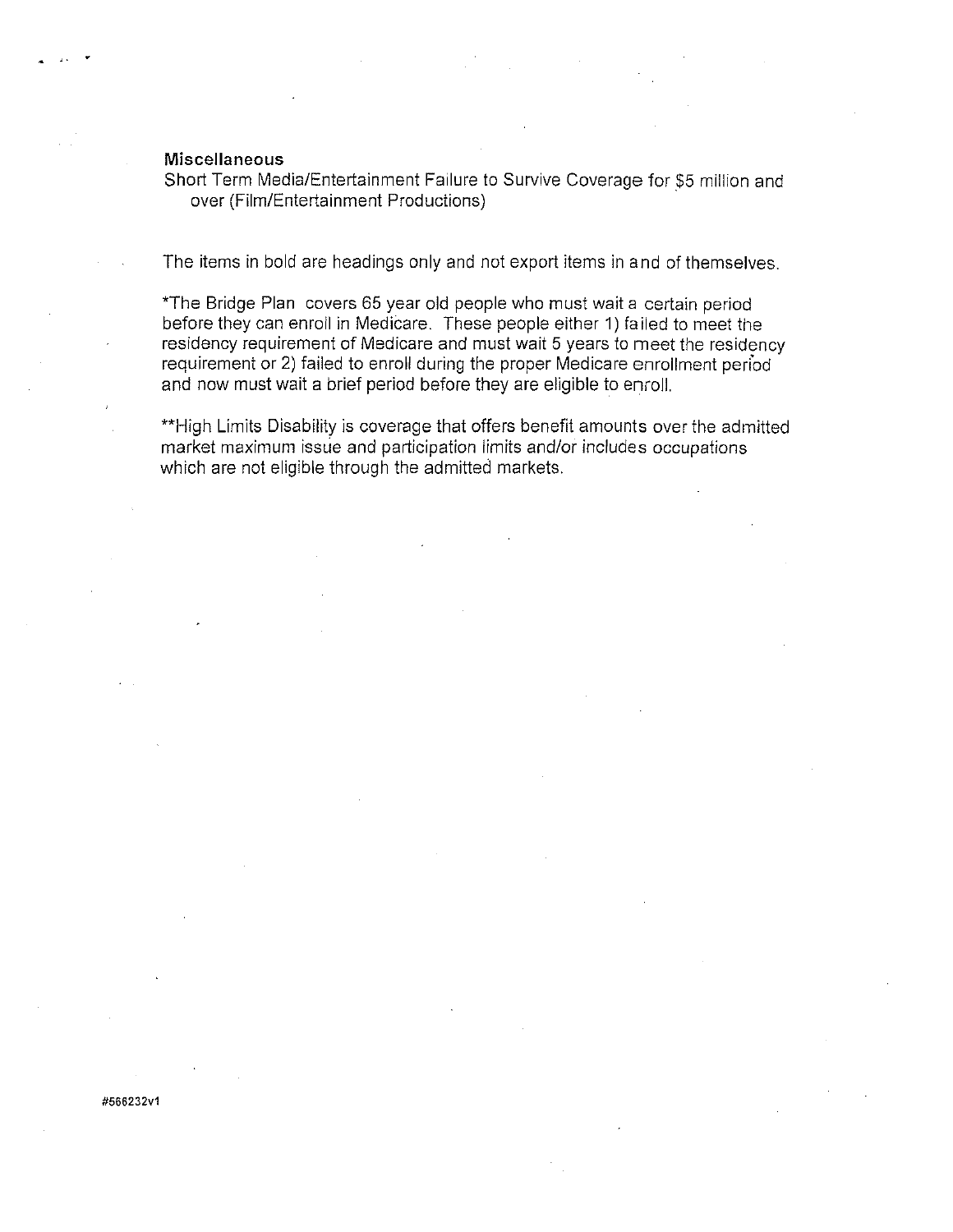**Miscellaneous**

Short Term Media/Entertainment Failure to Survive Coverage for $5 million and over (Film/Entertainment Productions)

The items in bold are headings only and not export items in and of themselves.

*The Bridge Plan covers 65 year old people who must wait a certain period before they can enroll in Medicare. These people either 1) failed to meet the residency requirement of Medicare and must wait 5 years to meet the residency requirement or 2) failed to enroll during the proper Medicare enrollment period and now must wait a brief period before they are eligible to enroll.

**High Limits Disability is coverage that offers benefit amounts over the admitted market maximum issue and participation limits and/or includes occupations which are not eligible through the admitted markets.

#566232v1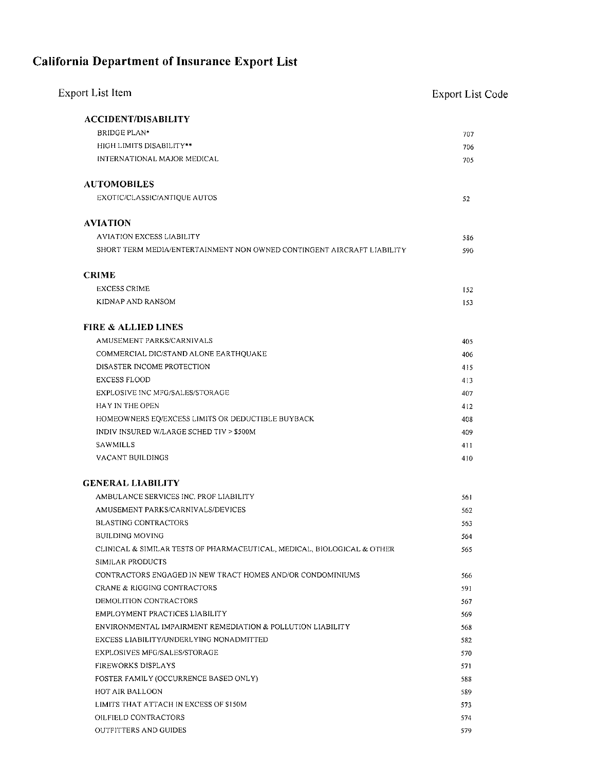# California Department of Insurance Export List

| Export List Item | Export List Code |
| --- | --- |
| **ACCIDENT/DISABILITY** | |
| BRIDGE PLAN* | 707 |
| HIGH LIMITS DISABILITY** | 706 |
| INTERNATIONAL MAJOR MEDICAL | 705 |
| **AUTOMOBILES** | |
| EXOTIC/CLASSIC/ANTIQUE AUTOS | 52 |
| **AVIATION** | |
| AVIATION EXCESS LIABILITY | 586 |
| SHORT TERM MEDIA/ENTERTAINMENT NON OWNED CONTINGENT AIRCRAFT LIABILITY | 590 |
| **CRIME** | |
| EXCESS CRIME | 152 |
| KIDNAP AND RANSOM | 153 |
| **FIRE & ALLIED LINES** | |
| AMUSEMENT PARKS/CARNIVALS | 405 |
| COMMERCIAL DIC/STAND ALONE EARTHQUAKE | 406 |
| DISASTER INCOME PROTECTION | 415 |
| EXCESS FLOOD | 413 |
| EXPLOSIVE INC MFG/SALES/STORAGE | 407 |
| HAY IN THE OPEN | 412 |
| HOMEOWNERS EQ/EXCESS LIMITS OR DEDUCTIBLE BUYBACK | 408 |
| INDIV INSURED W/LARGE SCHED TIV > $500M | 409 |
| SAWMILLS | 411 |
| VACANT BUILDINGS | 410 |
| **GENERAL LIABILITY** | |
| AMBULANCE SERVICES INC. PROF LIABILITY | 561 |
| AMUSEMENT PARKS/CARNIVALS/DEVICES | 562 |
| BLASTING CONTRACTORS | 563 |
| BUILDING MOVING | 564 |
| CLINICAL & SIMILAR TESTS OF PHARMACEUTICAL, MEDICAL, BIOLOGICAL & OTHER SIMILAR PRODUCTS | 565 |
| CONTRACTORS ENGAGED IN NEW TRACT HOMES AND/OR CONDOMINIUMS | 566 |
| CRANE & RIGGING CONTRACTORS | 591 |
| DEMOLITION CONTRACTORS | 567 |
| EMPLOYMENT PRACTICES LIABILITY | 569 |
| ENVIRONMENTAL IMPAIRMENT REMEDIATION & POLLUTION LIABILITY | 568 |
| EXCESS LIABILITY/UNDERLYING NONADMITTED | 582 |
| EXPLOSIVES MFG/SALES/STORAGE | 570 |
| FIREWORKS DISPLAYS | 571 |
| FOSTER FAMILY (OCCURRENCE BASED ONLY) | 588 |
| HOT AIR BALLOON | 589 |
| LIMITS THAT ATTACH IN EXCESS OF $150M | 573 |
| OILFIELD CONTRACTORS | 574 |
| OUTFITTERS AND GUIDES | 579 |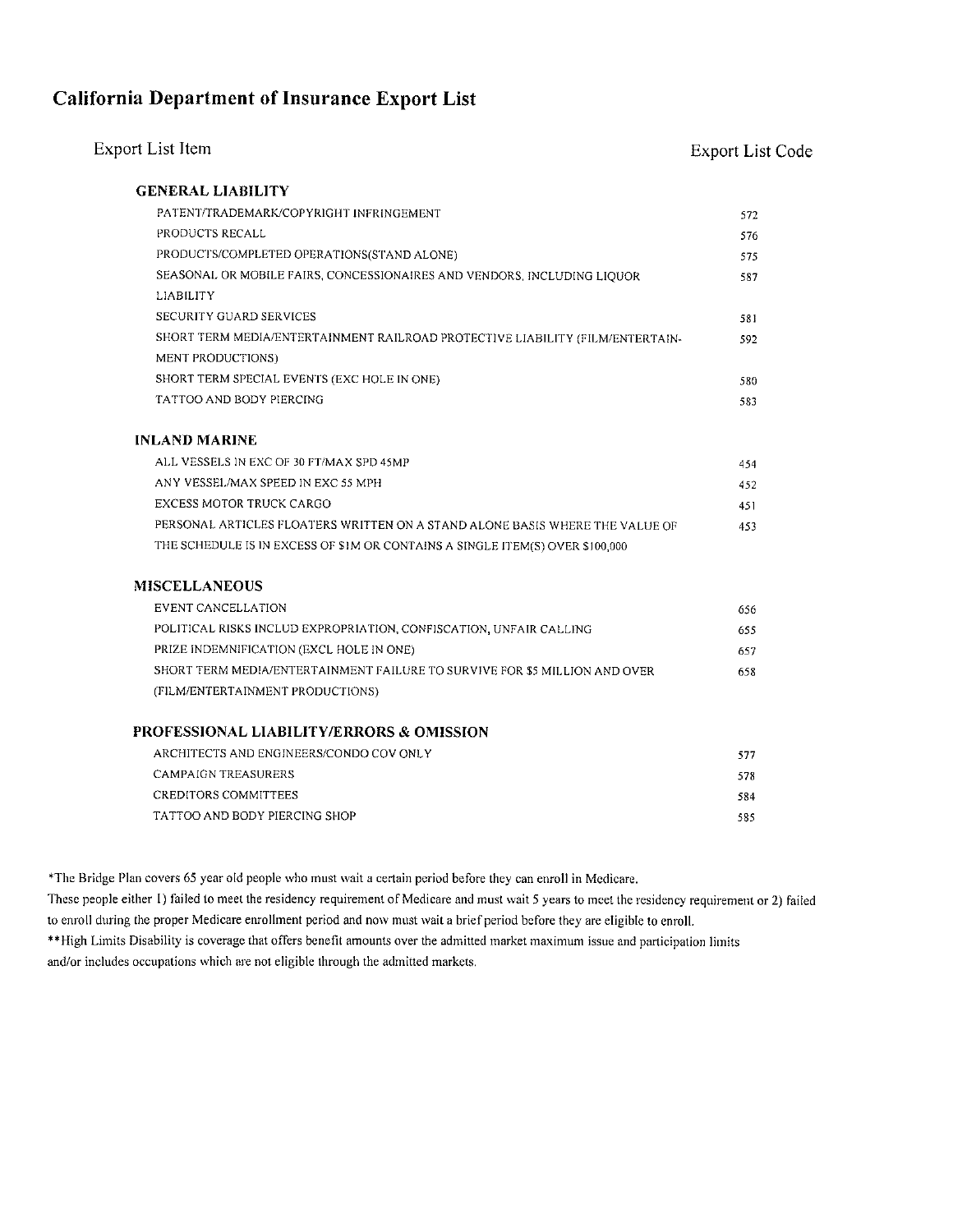# California Department of Insurance Export List

| Export List Item | Export List Code |
|---|---|
| **GENERAL LIABILITY** | |
| PATENT/TRADEMARK/COPYRIGHT INFRINGEMENT | 572 |
| PRODUCTS RECALL | 576 |
| PRODUCTS/COMPLETED OPERATIONS(STAND ALONE) | 575 |
| SEASONAL OR MOBILE FAIRS, CONCESSIONAIRES AND VENDORS, INCLUDING LIQUOR LIABILITY | 587 |
| SECURITY GUARD SERVICES | 581 |
| SHORT TERM MEDIA/ENTERTAINMENT RAILROAD PROTECTIVE LIABILITY (FILM/ENTERTAINMENT PRODUCTIONS) | 592 |
| SHORT TERM SPECIAL EVENTS (EXC HOLE IN ONE) | 580 |
| TATTOO AND BODY PIERCING | 583 |
| **INLAND MARINE** | |
| ALL VESSELS IN EXC OF 30 FT/MAX SPD 45MP | 454 |
| ANY VESSEL/MAX SPEED IN EXC 55 MPH | 452 |
| EXCESS MOTOR TRUCK CARGO | 451 |
| PERSONAL ARTICLES FLOATERS WRITTEN ON A STAND ALONE BASIS WHERE THE VALUE OF THE SCHEDULE IS IN EXCESS OF $1M OR CONTAINS A SINGLE ITEM(S) OVER $100,000 | 453 |
| **MISCELLANEOUS** | |
| EVENT CANCELLATION | 656 |
| POLITICAL RISKS INCLUD EXPROPRIATION, CONFISCATION, UNFAIR CALLING | 655 |
| PRIZE INDEMNIFICATION (EXCL HOLE IN ONE) | 657 |
| SHORT TERM MEDIA/ENTERTAINMENT FAILURE TO SURVIVE FOR $5 MILLION AND OVER (FILM/ENTERTAINMENT PRODUCTIONS) | 658 |
| **PROFESSIONAL LIABILITY/ERRORS & OMISSION** | |
| ARCHITECTS AND ENGINEERS/CONDO COV ONLY | 577 |
| CAMPAIGN TREASURERS | 578 |
| CREDITORS COMMITTEES | 584 |
| TATTOO AND BODY PIERCING SHOP | 585 |

*The Bridge Plan covers 65 year old people who must wait a certain period before they can enroll in Medicare. These people either 1) failed to meet the residency requirement of Medicare and must wait 5 years to meet the residency requirement or 2) failed to enroll during the proper Medicare enrollment period and now must wait a brief period before they are eligible to enroll.

**High Limits Disability is coverage that offers benefit amounts over the admitted market maximum issue and participation limits and/or includes occupations which are not eligible through the admitted markets.